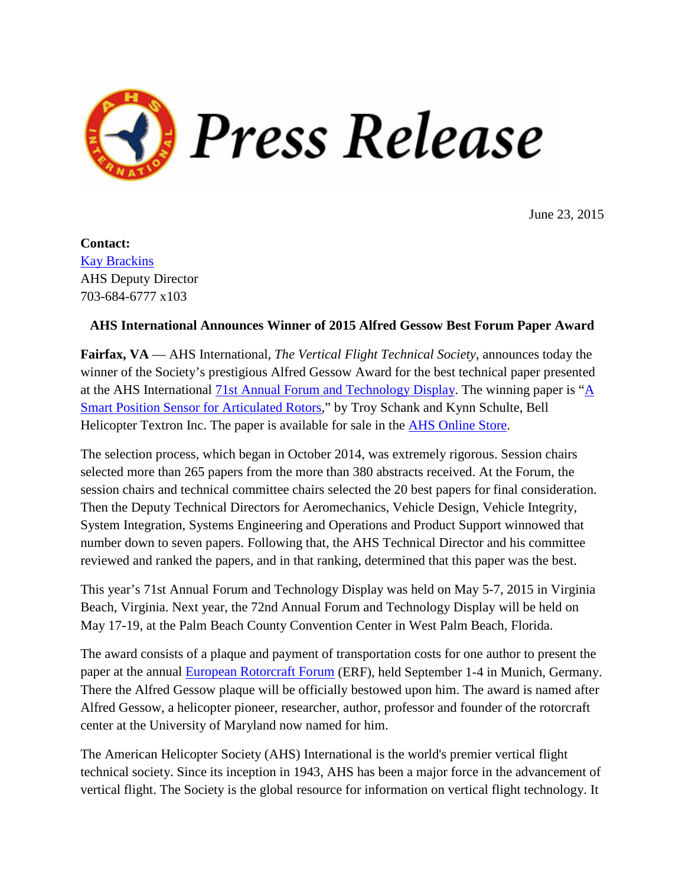# Press Release

June 23, 2015

**Contact:**
Kay Brackins
AHS Deputy Director
703-684-6777 x103

**AHS International Announces Winner of 2015 Alfred Gessow Best Forum Paper Award**

**Fairfax, VA** — AHS International, *The Vertical Flight Technical Society*, announces today the winner of the Society's prestigious Alfred Gessow Award for the best technical paper presented at the AHS International 71st Annual Forum and Technology Display. The winning paper is "A Smart Position Sensor for Articulated Rotors," by Troy Schank and Kynn Schulte, Bell Helicopter Textron Inc. The paper is available for sale in the AHS Online Store.

The selection process, which began in October 2014, was extremely rigorous. Session chairs selected more than 265 papers from the more than 380 abstracts received. At the Forum, the session chairs and technical committee chairs selected the 20 best papers for final consideration. Then the Deputy Technical Directors for Aeromechanics, Vehicle Design, Vehicle Integrity, System Integration, Systems Engineering and Operations and Product Support winnowed that number down to seven papers. Following that, the AHS Technical Director and his committee reviewed and ranked the papers, and in that ranking, determined that this paper was the best.

This year's 71st Annual Forum and Technology Display was held on May 5-7, 2015 in Virginia Beach, Virginia. Next year, the 72nd Annual Forum and Technology Display will be held on May 17-19, at the Palm Beach County Convention Center in West Palm Beach, Florida.

The award consists of a plaque and payment of transportation costs for one author to present the paper at the annual European Rotorcraft Forum (ERF), held September 1-4 in Munich, Germany. There the Alfred Gessow plaque will be officially bestowed upon him. The award is named after Alfred Gessow, a helicopter pioneer, researcher, author, professor and founder of the rotorcraft center at the University of Maryland now named for him.

The American Helicopter Society (AHS) International is the world's premier vertical flight technical society. Since its inception in 1943, AHS has been a major force in the advancement of vertical flight. The Society is the global resource for information on vertical flight technology. It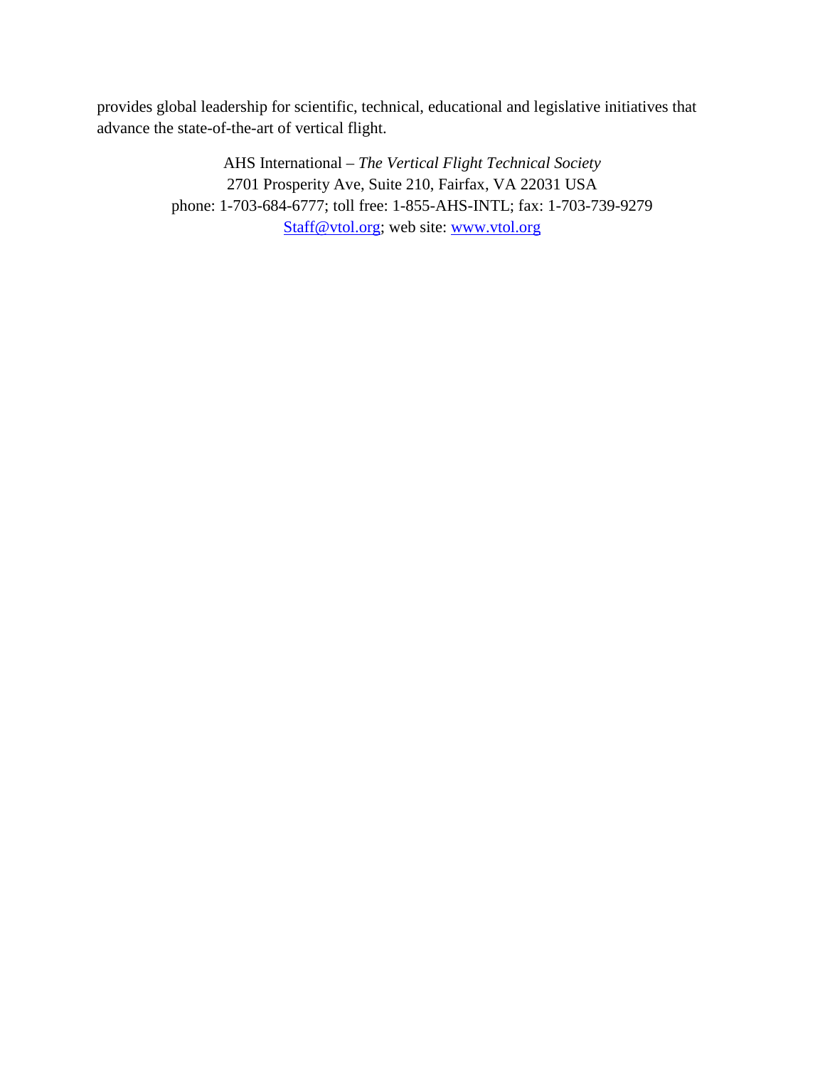provides global leadership for scientific, technical, educational and legislative initiatives that advance the state-of-the-art of vertical flight.

AHS International – *The Vertical Flight Technical Society*
2701 Prosperity Ave, Suite 210, Fairfax, VA 22031 USA
phone: 1-703-684-6777; toll free: 1-855-AHS-INTL; fax: 1-703-739-9279
Staff@vtol.org; web site: www.vtol.org